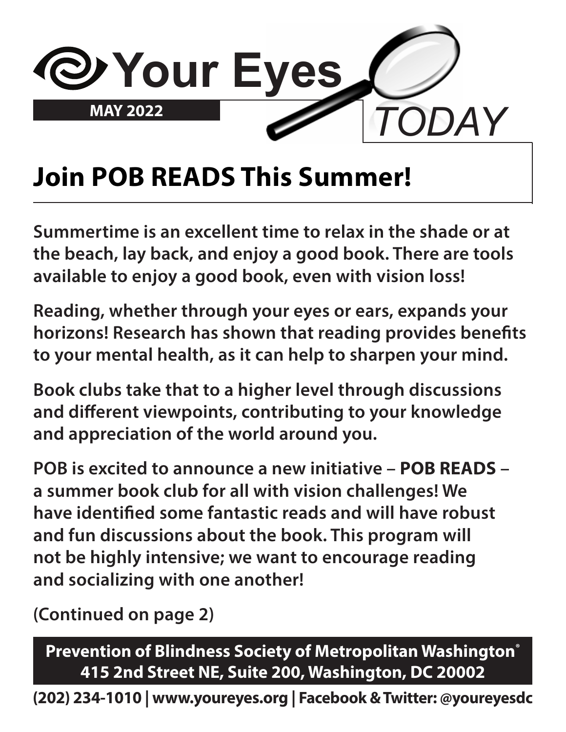# Your Eyes TODAY

**MAY 2022**

## Join POB READS This Summer!

**Summertime is an excellent time to relax in the shade or at the beach, lay back, and enjoy a good book. There are tools available to enjoy a good book, even with vision loss!**

**Reading, whether through your eyes or ears, expands your horizons! Research has shown that reading provides benefits to your mental health, as it can help to sharpen your mind.**

**Book clubs take that to a higher level through discussions and different viewpoints, contributing to your knowledge and appreciation of the world around you.**

**POB is excited to announce a new initiative – POB READS – a summer book club for all with vision challenges! We have identified some fantastic reads and will have robust and fun discussions about the book. This program will not be highly intensive; we want to encourage reading and socializing with one another!**

**(Continued on page 2)**

**Prevention of Blindness Society of Metropolitan Washington®**
**415 2nd Street NE, Suite 200, Washington, DC 20002**

**(202) 234-1010 | www.youreyes.org | Facebook & Twitter: @youreyesdc**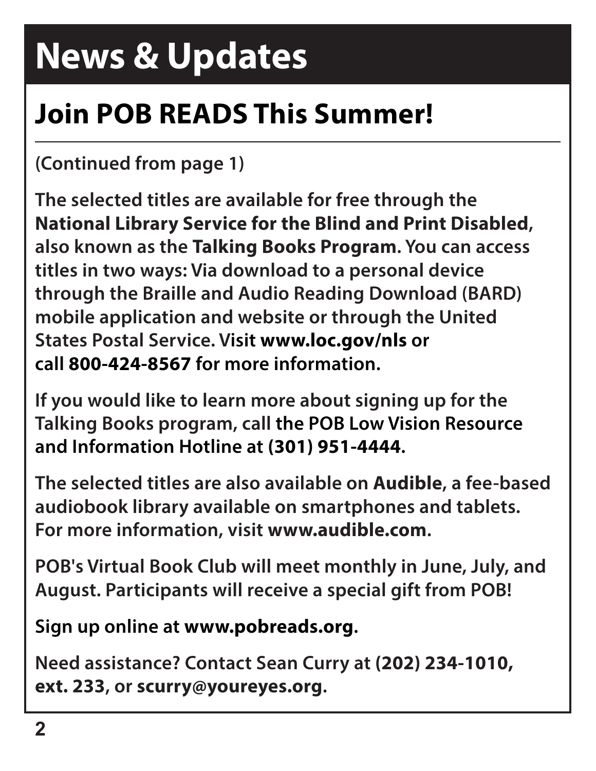# News & Updates

## Join POB READS This Summer!

(Continued from page 1)

The selected titles are available for free through the **National Library Service for the Blind and Print Disabled**, also known as the **Talking Books Program**. You can access titles in two ways: Via download to a personal device through the Braille and Audio Reading Download (BARD) mobile application and website or through the United States Postal Service. Visit **www.loc.gov/nls** or call **800-424-8567** for more information.

If you would like to learn more about signing up for the Talking Books program, call **the POB Low Vision Resource and Information Hotline at (301) 951-4444.**

The selected titles are also available on **Audible**, a fee-based audiobook library available on smartphones and tablets. For more information, visit **www.audible.com**.

POB's Virtual Book Club will meet monthly in June, July, and August. Participants will receive a special gift from POB!

Sign up online at **www.pobreads.org**.

Need assistance? Contact Sean Curry at **(202) 234-1010, ext. 233**, or **scurry@youreyes.org**.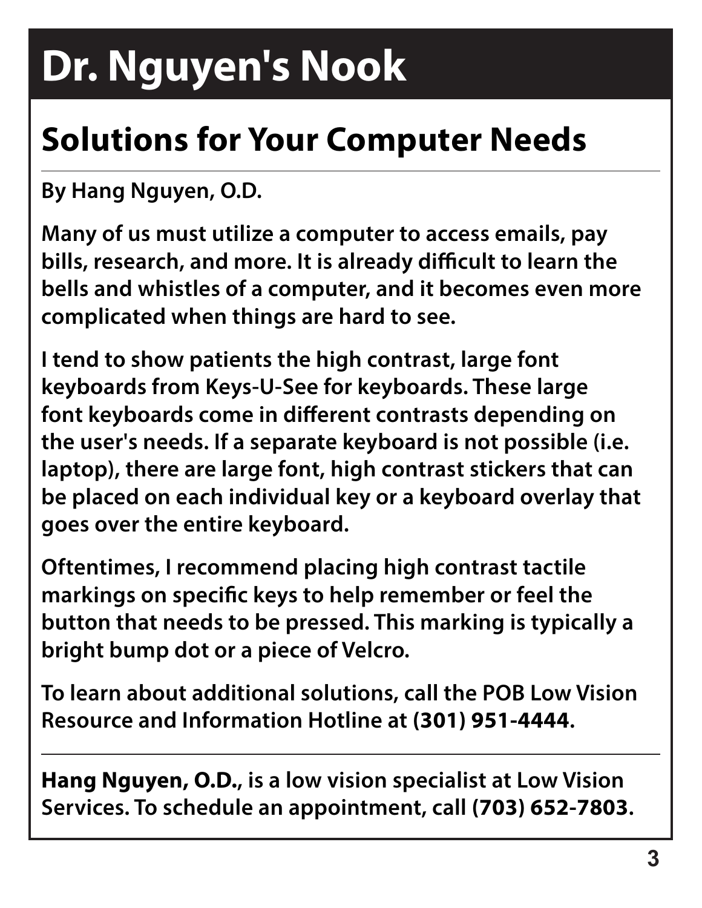# Dr. Nguyen's Nook

## Solutions for Your Computer Needs

**By Hang Nguyen, O.D.**

**Many of us must utilize a computer to access emails, pay bills, research, and more. It is already difficult to learn the bells and whistles of a computer, and it becomes even more complicated when things are hard to see.**

**I tend to show patients the high contrast, large font keyboards from Keys-U-See for keyboards. These large font keyboards come in different contrasts depending on the user's needs. If a separate keyboard is not possible (i.e. laptop), there are large font, high contrast stickers that can be placed on each individual key or a keyboard overlay that goes over the entire keyboard.**

**Oftentimes, I recommend placing high contrast tactile markings on specific keys to help remember or feel the button that needs to be pressed. This marking is typically a bright bump dot or a piece of Velcro.**

**To learn about additional solutions, call the POB Low Vision Resource and Information Hotline at (301) 951-4444.**

---

**Hang Nguyen, O.D., is a low vision specialist at Low Vision Services. To schedule an appointment, call (703) 652-7803.**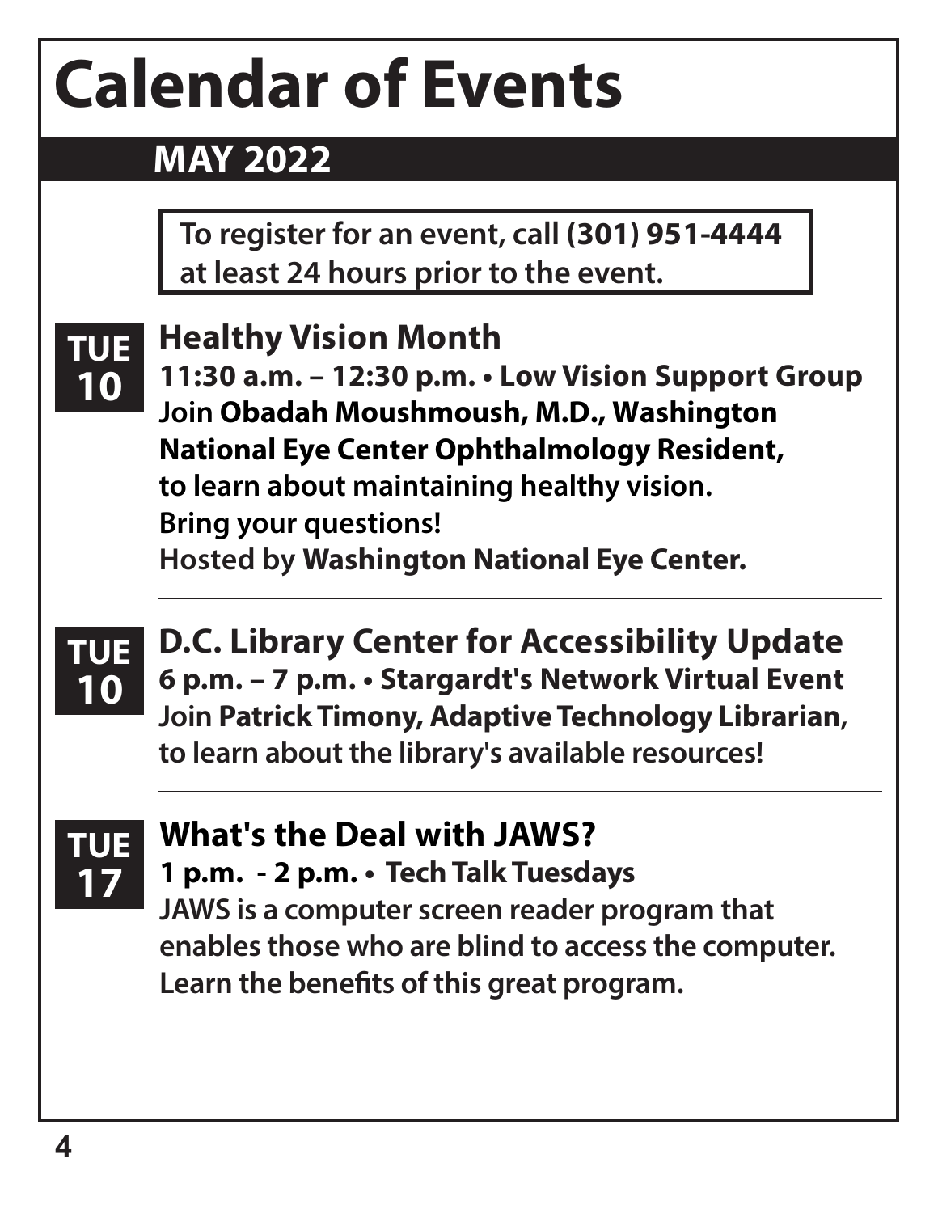# Calendar of Events

## MAY 2022

**To register for an event, call (301) 951-4444 at least 24 hours prior to the event.**

**TUE 10**

### Healthy Vision Month

**11:30 a.m. – 12:30 p.m. • Low Vision Support Group**

Join **Obadah Moushmoush, M.D., Washington National Eye Center Ophthalmology Resident,** to learn about maintaining healthy vision. Bring your questions!

Hosted by **Washington National Eye Center.**

---

**TUE 10**

### D.C. Library Center for Accessibility Update

**6 p.m. – 7 p.m. • Stargardt's Network Virtual Event**

Join **Patrick Timony, Adaptive Technology Librarian,** to learn about the library's available resources!

---

**TUE 17**

### What's the Deal with JAWS?

**1 p.m. - 2 p.m. • Tech Talk Tuesdays**

JAWS is a computer screen reader program that enables those who are blind to access the computer. Learn the benefits of this great program.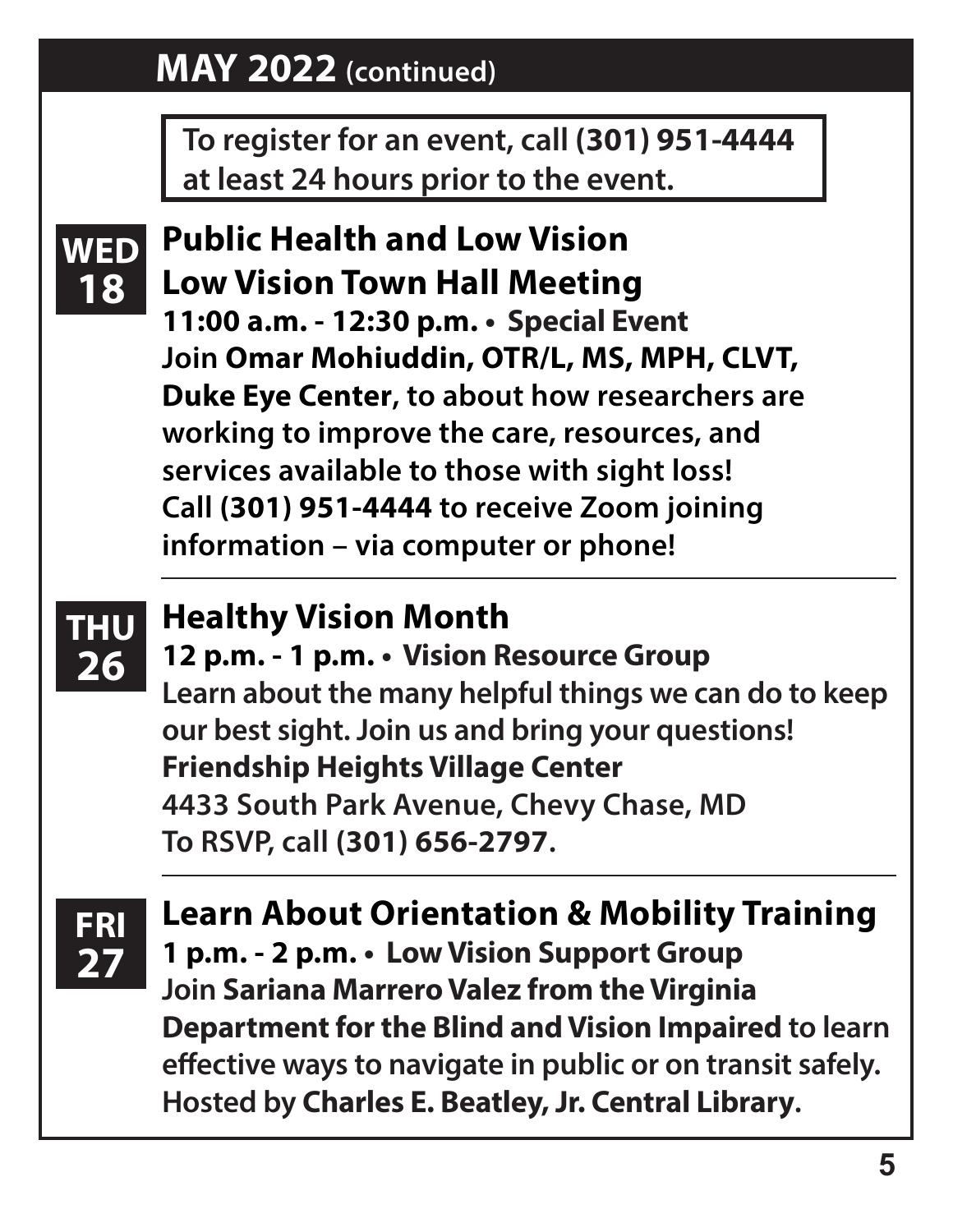## MAY 2022 (continued)

**To register for an event, call (301) 951-4444 at least 24 hours prior to the event.**

**WED 18**

### Public Health and Low Vision Low Vision Town Hall Meeting

**11:00 a.m. - 12:30 p.m. • Special Event**

Join **Omar Mohiuddin, OTR/L, MS, MPH, CLVT, Duke Eye Center**, to about how researchers are working to improve the care, resources, and services available to those with sight loss! Call **(301) 951-4444** to receive Zoom joining information – via computer or phone!

---

**THU 26**

### Healthy Vision Month

**12 p.m. - 1 p.m. • Vision Resource Group**

Learn about the many helpful things we can do to keep our best sight. Join us and bring your questions!

**Friendship Heights Village Center**

4433 South Park Avenue, Chevy Chase, MD

To RSVP, call **(301) 656-2797**.

---

**FRI 27**

### Learn About Orientation & Mobility Training

**1 p.m. - 2 p.m. • Low Vision Support Group**

Join **Sariana Marrero Valez from the Virginia Department for the Blind and Vision Impaired** to learn effective ways to navigate in public or on transit safely. Hosted by **Charles E. Beatley, Jr. Central Library**.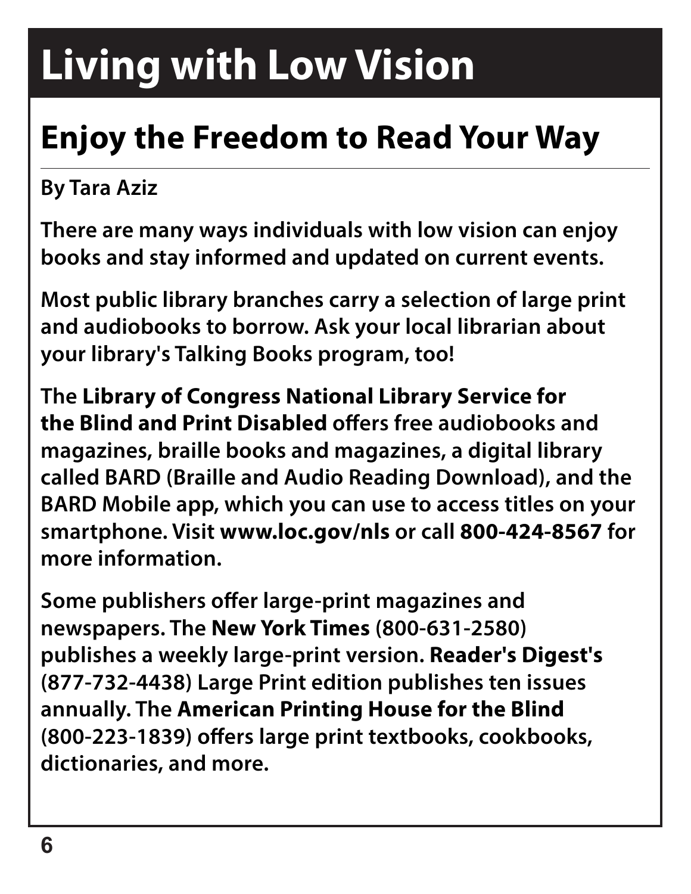# Living with Low Vision

## Enjoy the Freedom to Read Your Way

**By Tara Aziz**

**There are many ways individuals with low vision can enjoy books and stay informed and updated on current events.**

**Most public library branches carry a selection of large print and audiobooks to borrow. Ask your local librarian about your library's Talking Books program, too!**

**The Library of Congress National Library Service for the Blind and Print Disabled offers free audiobooks and magazines, braille books and magazines, a digital library called BARD (Braille and Audio Reading Download), and the BARD Mobile app, which you can use to access titles on your smartphone. Visit www.loc.gov/nls or call 800-424-8567 for more information.**

**Some publishers offer large-print magazines and newspapers. The New York Times (800-631-2580) publishes a weekly large-print version. Reader's Digest's (877-732-4438) Large Print edition publishes ten issues annually. The American Printing House for the Blind (800-223-1839) offers large print textbooks, cookbooks, dictionaries, and more.**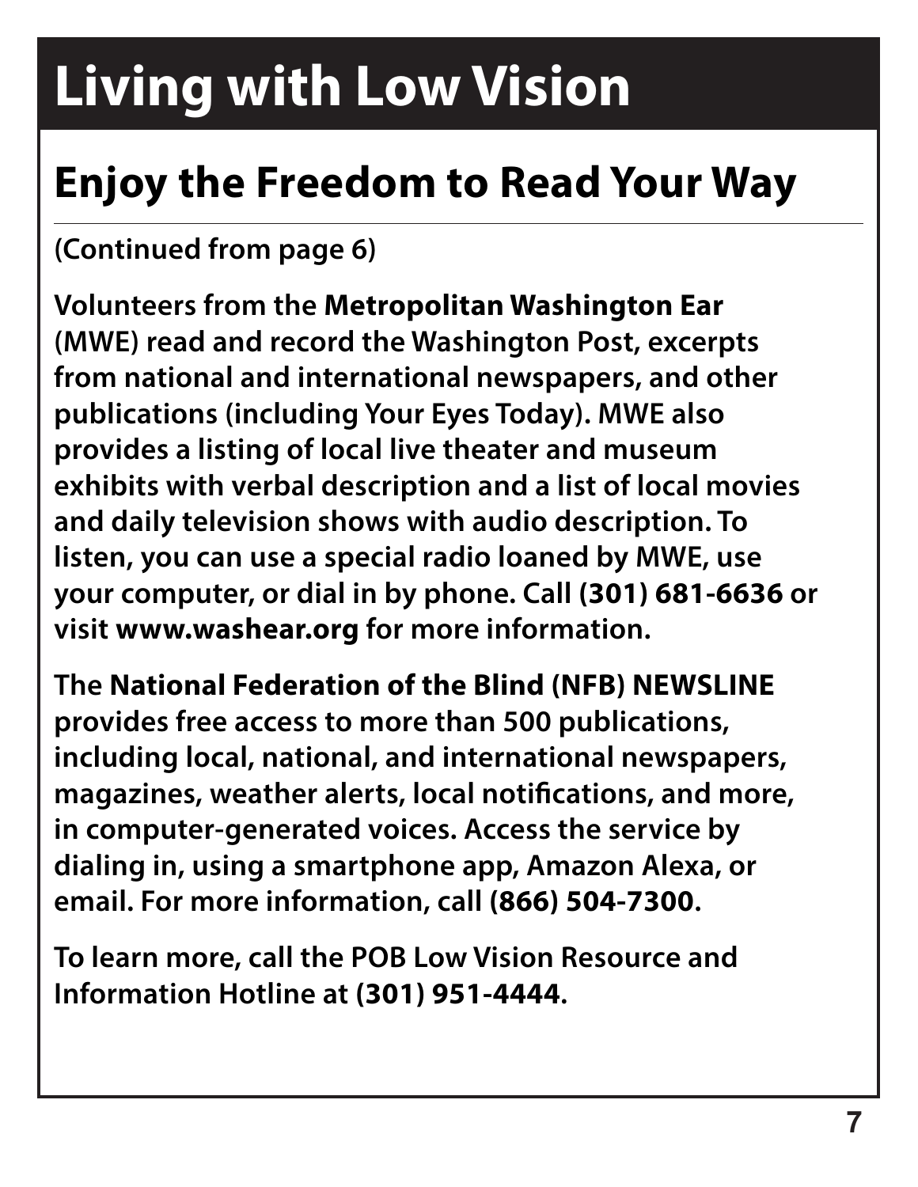# Living with Low Vision

## Enjoy the Freedom to Read Your Way

**(Continued from page 6)**

**Volunteers from the Metropolitan Washington Ear (MWE) read and record the Washington Post, excerpts from national and international newspapers, and other publications (including Your Eyes Today). MWE also provides a listing of local live theater and museum exhibits with verbal description and a list of local movies and daily television shows with audio description. To listen, you can use a special radio loaned by MWE, use your computer, or dial in by phone. Call (301) 681-6636 or visit www.washear.org for more information.**

**The National Federation of the Blind (NFB) NEWSLINE provides free access to more than 500 publications, including local, national, and international newspapers, magazines, weather alerts, local notifications, and more, in computer-generated voices. Access the service by dialing in, using a smartphone app, Amazon Alexa, or email. For more information, call (866) 504-7300.**

**To learn more, call the POB Low Vision Resource and Information Hotline at (301) 951-4444.**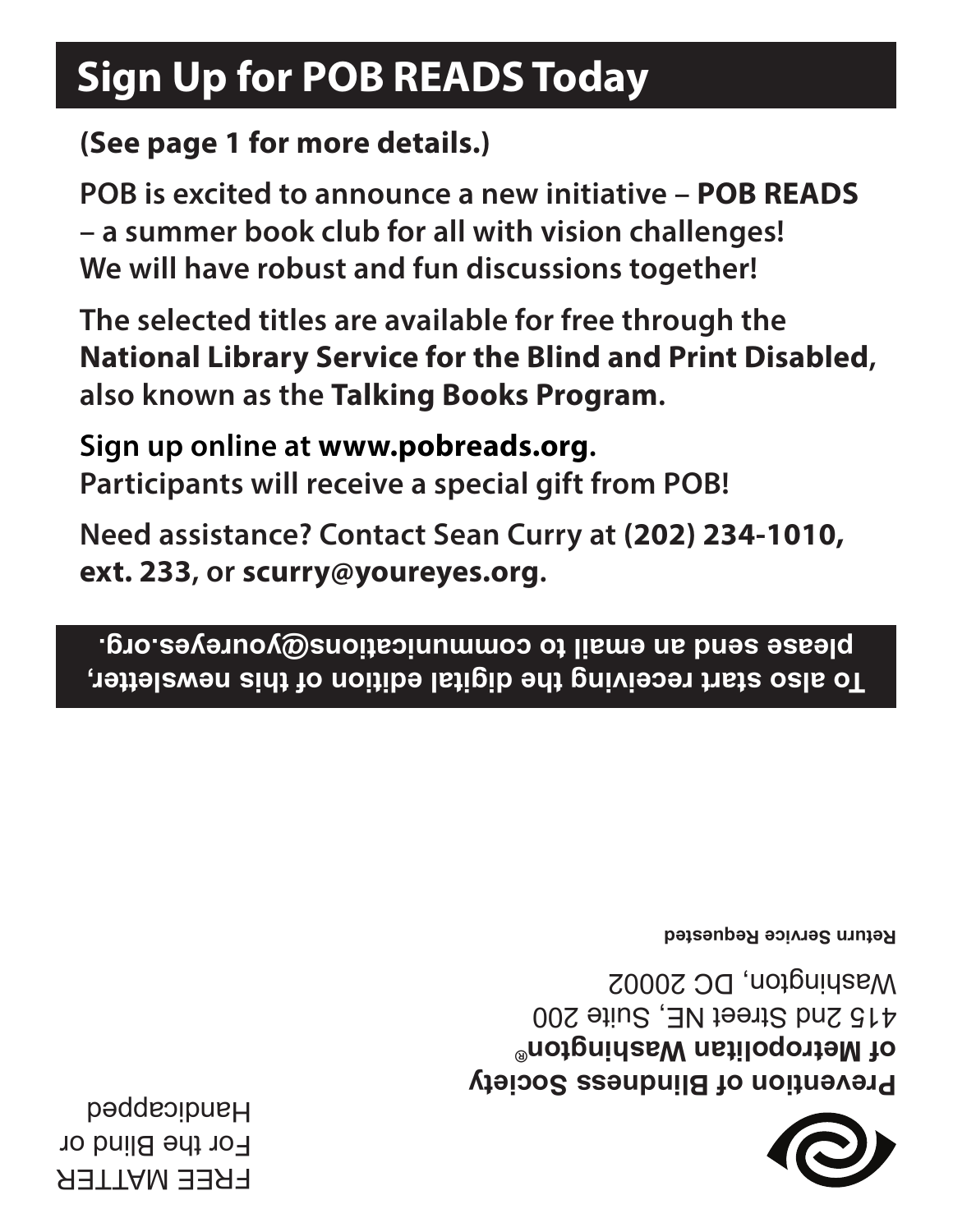# Sign Up for POB READS Today

**(See page 1 for more details.)**

**POB is excited to announce a new initiative – POB READS – a summer book club for all with vision challenges! We will have robust and fun discussions together!**

**The selected titles are available for free through the National Library Service for the Blind and Print Disabled, also known as the Talking Books Program.**

**Sign up online at www.pobreads.org. Participants will receive a special gift from POB!**

**Need assistance? Contact Sean Curry at (202) 234-1010, ext. 233, or scurry@youreyes.org.**

**To also start receiving the digital edition of this newsletter, please send an email to communications@youreyes.org.**

**Return Service Requested**

**Prevention of Blindness Society of Metropolitan Washington®**
415 2nd Street NE, Suite 200
Washington, DC 20002

FREE MATTER
For the Blind or
Handicapped